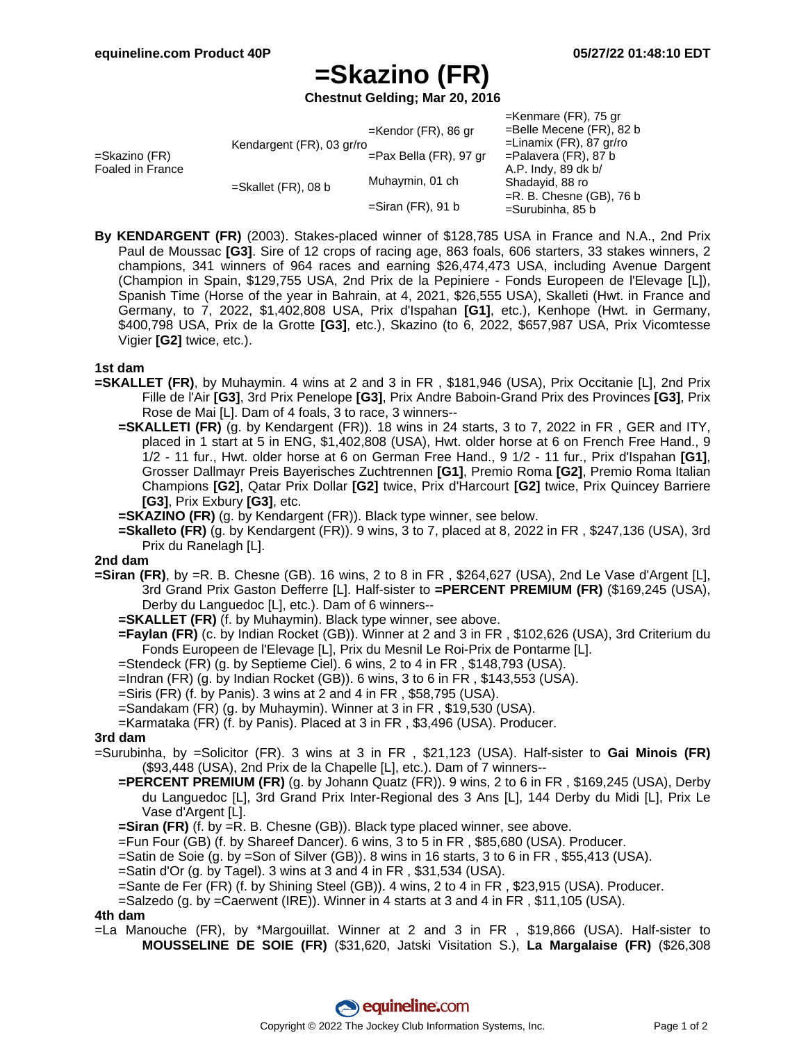# =Skazino (FR)

**Chestnut Gelding; Mar 20, 2016**

| | | | |
|---|---|---|---|
| =Skazino (FR) Foaled in France | Kendargent (FR), 03 gr/ro | =Kendor (FR), 86 gr | =Kenmare (FR), 75 gr |
| | | | =Belle Mecene (FR), 82 b |
| | | =Pax Bella (FR), 97 gr | =Linamix (FR), 87 gr/ro |
| | | | =Palavera (FR), 87 b |
| | =Skallet (FR), 08 b | Muhaymin, 01 ch | A.P. Indy, 89 dk b/ |
| | | | Shadayid, 88 ro |
| | | =Siran (FR), 91 b | =R. B. Chesne (GB), 76 b |
| | | | =Surubinha, 85 b |

**By KENDARGENT (FR)** (2003). Stakes-placed winner of $128,785 USA in France and N.A., 2nd Prix Paul de Moussac **[G3]**. Sire of 12 crops of racing age, 863 foals, 606 starters, 33 stakes winners, 2 champions, 341 winners of 964 races and earning $26,474,473 USA, including Avenue Dargent (Champion in Spain, $129,755 USA, 2nd Prix de la Pepiniere - Fonds Europeen de l'Elevage [L]), Spanish Time (Horse of the year in Bahrain, at 4, 2021, $26,555 USA), Skalleti (Hwt. in France and Germany, to 7, 2022, $1,402,808 USA, Prix d'Ispahan **[G1]**, etc.), Kenhope (Hwt. in Germany, $400,798 USA, Prix de la Grotte **[G3]**, etc.), Skazino (to 6, 2022, $657,987 USA, Prix Vicomtesse Vigier **[G2]** twice, etc.).

### 1st dam

**=SKALLET (FR)**, by Muhaymin. 4 wins at 2 and 3 in FR , $181,946 (USA), Prix Occitanie [L], 2nd Prix Fille de l'Air **[G3]**, 3rd Prix Penelope **[G3]**, Prix Andre Baboin-Grand Prix des Provinces **[G3]**, Prix Rose de Mai [L]. Dam of 4 foals, 3 to race, 3 winners--

- **=SKALLETI (FR)** (g. by Kendargent (FR)). 18 wins in 24 starts, 3 to 7, 2022 in FR , GER and ITY, placed in 1 start at 5 in ENG, $1,402,808 (USA), Hwt. older horse at 6 on French Free Hand., 9 1/2 - 11 fur., Hwt. older horse at 6 on German Free Hand., 9 1/2 - 11 fur., Prix d'Ispahan **[G1]**, Grosser Dallmayr Preis Bayerisches Zuchtrennen **[G1]**, Premio Roma **[G2]**, Premio Roma Italian Champions **[G2]**, Qatar Prix Dollar **[G2]** twice, Prix d'Harcourt **[G2]** twice, Prix Quincey Barriere **[G3]**, Prix Exbury **[G3]**, etc.
- **=SKAZINO (FR)** (g. by Kendargent (FR)). Black type winner, see below.
- **=Skalleto (FR)** (g. by Kendargent (FR)). 9 wins, 3 to 7, placed at 8, 2022 in FR , $247,136 (USA), 3rd Prix du Ranelagh [L].

### 2nd dam

**=Siran (FR)**, by =R. B. Chesne (GB). 16 wins, 2 to 8 in FR , $264,627 (USA), 2nd Le Vase d'Argent [L], 3rd Grand Prix Gaston Defferre [L]. Half-sister to **=PERCENT PREMIUM (FR)** ($169,245 (USA), Derby du Languedoc [L], etc.). Dam of 6 winners--

- **=SKALLET (FR)** (f. by Muhaymin). Black type winner, see above.
- **=Faylan (FR)** (c. by Indian Rocket (GB)). Winner at 2 and 3 in FR , $102,626 (USA), 3rd Criterium du Fonds Europeen de l'Elevage [L], Prix du Mesnil Le Roi-Prix de Pontarme [L].
- =Stendeck (FR) (g. by Septieme Ciel). 6 wins, 2 to 4 in FR , $148,793 (USA).
- =Indran (FR) (g. by Indian Rocket (GB)). 6 wins, 3 to 6 in FR , $143,553 (USA).
- =Siris (FR) (f. by Panis). 3 wins at 2 and 4 in FR , $58,795 (USA).
- =Sandakam (FR) (g. by Muhaymin). Winner at 3 in FR , $19,530 (USA).
- =Karmataka (FR) (f. by Panis). Placed at 3 in FR , $3,496 (USA). Producer.

### 3rd dam

=Surubinha, by =Solicitor (FR). 3 wins at 3 in FR , $21,123 (USA). Half-sister to **Gai Minois (FR)** ($93,448 (USA), 2nd Prix de la Chapelle [L], etc.). Dam of 7 winners--

- **=PERCENT PREMIUM (FR)** (g. by Johann Quatz (FR)). 9 wins, 2 to 6 in FR , $169,245 (USA), Derby du Languedoc [L], 3rd Grand Prix Inter-Regional des 3 Ans [L], 144 Derby du Midi [L], Prix Le Vase d'Argent [L].
- **=Siran (FR)** (f. by =R. B. Chesne (GB)). Black type placed winner, see above.
- =Fun Four (GB) (f. by Shareef Dancer). 6 wins, 3 to 5 in FR , $85,680 (USA). Producer.
- =Satin de Soie (g. by =Son of Silver (GB)). 8 wins in 16 starts, 3 to 6 in FR , $55,413 (USA).
- =Satin d'Or (g. by Tagel). 3 wins at 3 and 4 in FR , $31,534 (USA).
- =Sante de Fer (FR) (f. by Shining Steel (GB)). 4 wins, 2 to 4 in FR , $23,915 (USA). Producer.
- =Salzedo (g. by =Caerwent (IRE)). Winner in 4 starts at 3 and 4 in FR , $11,105 (USA).

### 4th dam

=La Manouche (FR), by *Margouillat. Winner at 2 and 3 in FR , $19,866 (USA). Half-sister to **MOUSSELINE DE SOIE (FR)** ($31,620, Jatski Visitation S.), **La Margalaise (FR)** ($26,308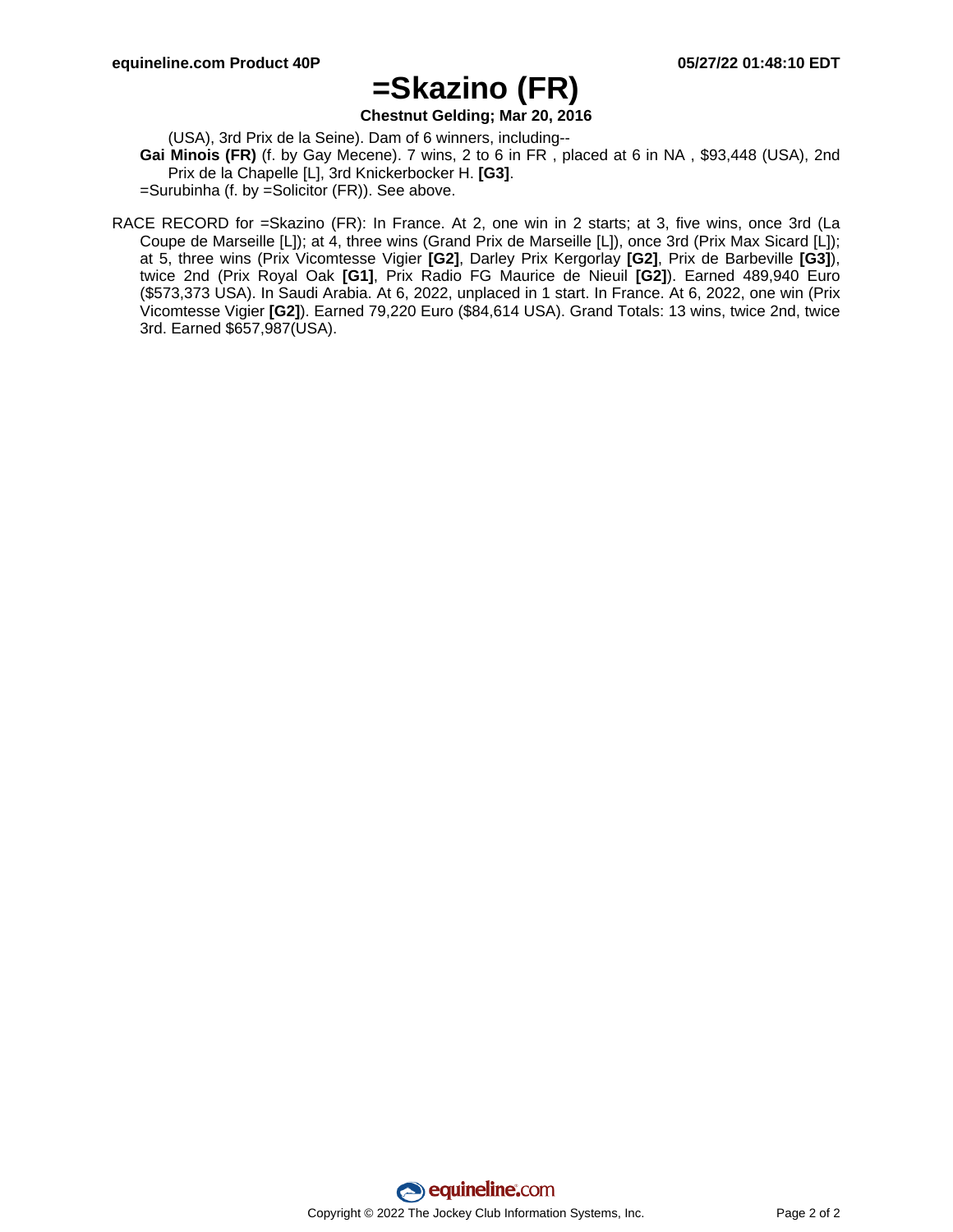# =Skazino (FR)

**Chestnut Gelding; Mar 20, 2016**

(USA), 3rd Prix de la Seine). Dam of 6 winners, including--

**Gai Minois (FR)** (f. by Gay Mecene). 7 wins, 2 to 6 in FR , placed at 6 in NA , $93,448 (USA), 2nd Prix de la Chapelle [L], 3rd Knickerbocker H. **[G3]**.

=Surubinha (f. by =Solicitor (FR)). See above.

RACE RECORD for =Skazino (FR): In France. At 2, one win in 2 starts; at 3, five wins, once 3rd (La Coupe de Marseille [L]); at 4, three wins (Grand Prix de Marseille [L]), once 3rd (Prix Max Sicard [L]); at 5, three wins (Prix Vicomtesse Vigier **[G2]**, Darley Prix Kergorlay **[G2]**, Prix de Barbeville **[G3]**), twice 2nd (Prix Royal Oak **[G1]**, Prix Radio FG Maurice de Nieuil **[G2]**). Earned 489,940 Euro ($573,373 USA). In Saudi Arabia. At 6, 2022, unplaced in 1 start. In France. At 6, 2022, one win (Prix Vicomtesse Vigier **[G2]**). Earned 79,220 Euro ($84,614 USA). Grand Totals: 13 wins, twice 2nd, twice 3rd. Earned $657,987(USA).